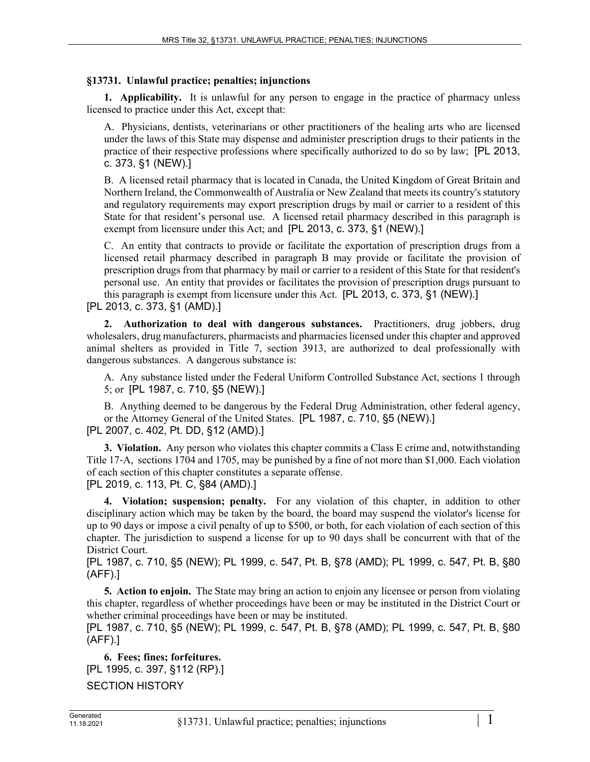**§13731. Unlawful practice; penalties; injunctions**

**1. Applicability.** It is unlawful for any person to engage in the practice of pharmacy unless licensed to practice under this Act, except that:

A. Physicians, dentists, veterinarians or other practitioners of the healing arts who are licensed under the laws of this State may dispense and administer prescription drugs to their patients in the practice of their respective professions where specifically authorized to do so by law; [PL 2013, c. 373, §1 (NEW).]

B. A licensed retail pharmacy that is located in Canada, the United Kingdom of Great Britain and Northern Ireland, the Commonwealth of Australia or New Zealand that meets its country's statutory and regulatory requirements may export prescription drugs by mail or carrier to a resident of this State for that resident's personal use. A licensed retail pharmacy described in this paragraph is exempt from licensure under this Act; and [PL 2013, c. 373, §1 (NEW).]

C. An entity that contracts to provide or facilitate the exportation of prescription drugs from a licensed retail pharmacy described in paragraph B may provide or facilitate the provision of prescription drugs from that pharmacy by mail or carrier to a resident of this State for that resident's personal use. An entity that provides or facilitates the provision of prescription drugs pursuant to this paragraph is exempt from licensure under this Act. [PL 2013, c. 373, §1 (NEW).]

[PL 2013, c. 373, §1 (AMD).]

**2. Authorization to deal with dangerous substances.** Practitioners, drug jobbers, drug wholesalers, drug manufacturers, pharmacists and pharmacies licensed under this chapter and approved animal shelters as provided in Title 7, section 3913, are authorized to deal professionally with dangerous substances. A dangerous substance is:

A. Any substance listed under the Federal Uniform Controlled Substance Act, sections 1 through 5; or [PL 1987, c. 710, §5 (NEW).]

B. Anything deemed to be dangerous by the Federal Drug Administration, other federal agency, or the Attorney General of the United States. [PL 1987, c. 710, §5 (NEW).]

[PL 2007, c. 402, Pt. DD, §12 (AMD).]

**3. Violation.** Any person who violates this chapter commits a Class E crime and, notwithstanding Title 17-A, sections 1704 and 1705, may be punished by a fine of not more than $1,000. Each violation of each section of this chapter constitutes a separate offense.

[PL 2019, c. 113, Pt. C, §84 (AMD).]

**4. Violation; suspension; penalty.** For any violation of this chapter, in addition to other disciplinary action which may be taken by the board, the board may suspend the violator's license for up to 90 days or impose a civil penalty of up to $500, or both, for each violation of each section of this chapter. The jurisdiction to suspend a license for up to 90 days shall be concurrent with that of the District Court.

[PL 1987, c. 710, §5 (NEW); PL 1999, c. 547, Pt. B, §78 (AMD); PL 1999, c. 547, Pt. B, §80 (AFF).]

**5. Action to enjoin.** The State may bring an action to enjoin any licensee or person from violating this chapter, regardless of whether proceedings have been or may be instituted in the District Court or whether criminal proceedings have been or may be instituted.

[PL 1987, c. 710, §5 (NEW); PL 1999, c. 547, Pt. B, §78 (AMD); PL 1999, c. 547, Pt. B, §80 (AFF).]

**6. Fees; fines; forfeitures.**

[PL 1995, c. 397, §112 (RP).]

SECTION HISTORY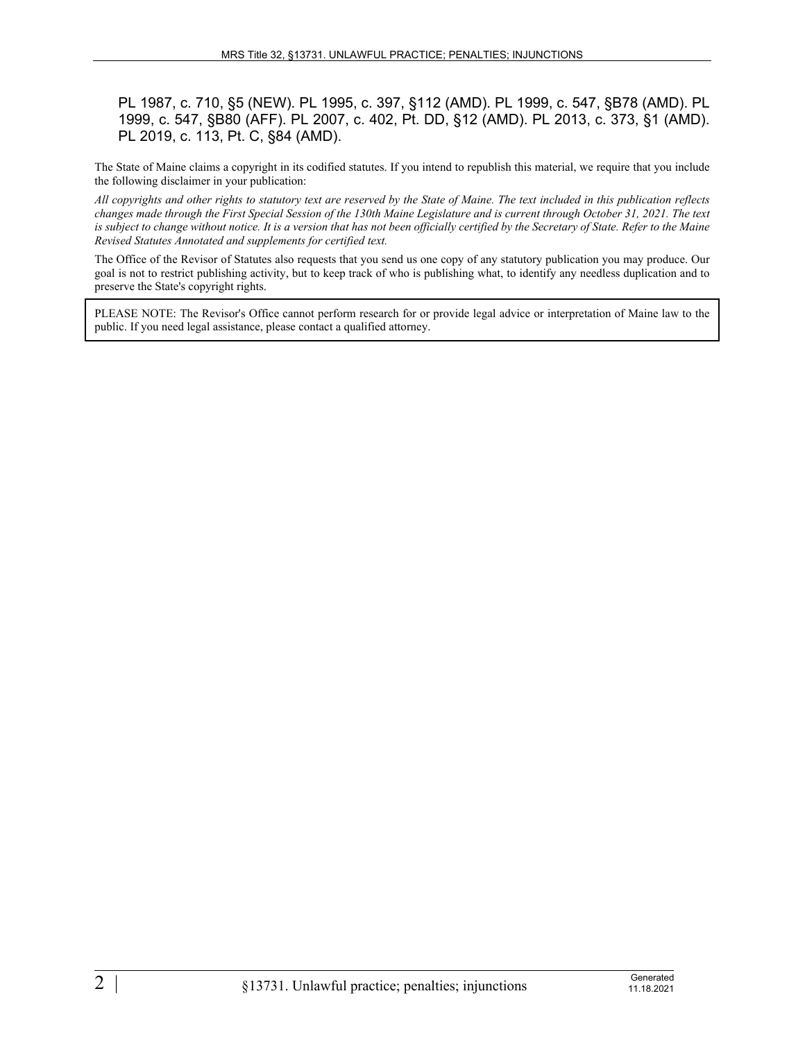PL 1987, c. 710, §5 (NEW). PL 1995, c. 397, §112 (AMD). PL 1999, c. 547, §B78 (AMD). PL 1999, c. 547, §B80 (AFF). PL 2007, c. 402, Pt. DD, §12 (AMD). PL 2013, c. 373, §1 (AMD). PL 2019, c. 113, Pt. C, §84 (AMD).

The State of Maine claims a copyright in its codified statutes. If you intend to republish this material, we require that you include the following disclaimer in your publication:

*All copyrights and other rights to statutory text are reserved by the State of Maine. The text included in this publication reflects changes made through the First Special Session of the 130th Maine Legislature and is current through October 31, 2021. The text is subject to change without notice. It is a version that has not been officially certified by the Secretary of State. Refer to the Maine Revised Statutes Annotated and supplements for certified text.*

The Office of the Revisor of Statutes also requests that you send us one copy of any statutory publication you may produce. Our goal is not to restrict publishing activity, but to keep track of who is publishing what, to identify any needless duplication and to preserve the State's copyright rights.

PLEASE NOTE: The Revisor's Office cannot perform research for or provide legal advice or interpretation of Maine law to the public. If you need legal assistance, please contact a qualified attorney.